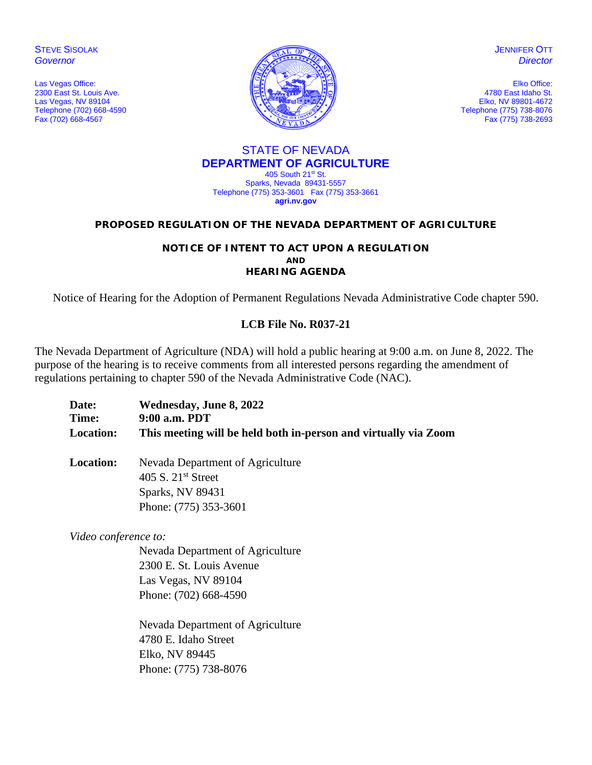STEVE SISOLAK
*Governor*

Las Vegas Office:
2300 East St. Louis Ave.
Las Vegas, NV 89104
Telephone (702) 668-4590
Fax (702) 668-4567

JENNIFER OTT
*Director*

Elko Office:
4780 East Idaho St.
Elko, NV 89801-4672
Telephone (775) 738-8076
Fax (775) 738-2693

STATE OF NEVADA
**DEPARTMENT OF AGRICULTURE**
405 South 21st St.
Sparks, Nevada 89431-5557
Telephone (775) 353-3601 Fax (775) 353-3661
**agri.nv.gov**

# PROPOSED REGULATION OF THE NEVADA DEPARTMENT OF AGRICULTURE

## NOTICE OF INTENT TO ACT UPON A REGULATION
## AND
## HEARING AGENDA

Notice of Hearing for the Adoption of Permanent Regulations Nevada Administrative Code chapter 590.

**LCB File No. R037-21**

The Nevada Department of Agriculture (NDA) will hold a public hearing at 9:00 a.m. on June 8, 2022. The purpose of the hearing is to receive comments from all interested persons regarding the amendment of regulations pertaining to chapter 590 of the Nevada Administrative Code (NAC).

**Date:** **Wednesday, June 8, 2022**
**Time:** **9:00 a.m. PDT**
**Location:** **This meeting will be held both in-person and virtually via Zoom**

**Location:** Nevada Department of Agriculture
405 S. 21st Street
Sparks, NV 89431
Phone: (775) 353-3601

*Video conference to:*

Nevada Department of Agriculture
2300 E. St. Louis Avenue
Las Vegas, NV 89104
Phone: (702) 668-4590

Nevada Department of Agriculture
4780 E. Idaho Street
Elko, NV 89445
Phone: (775) 738-8076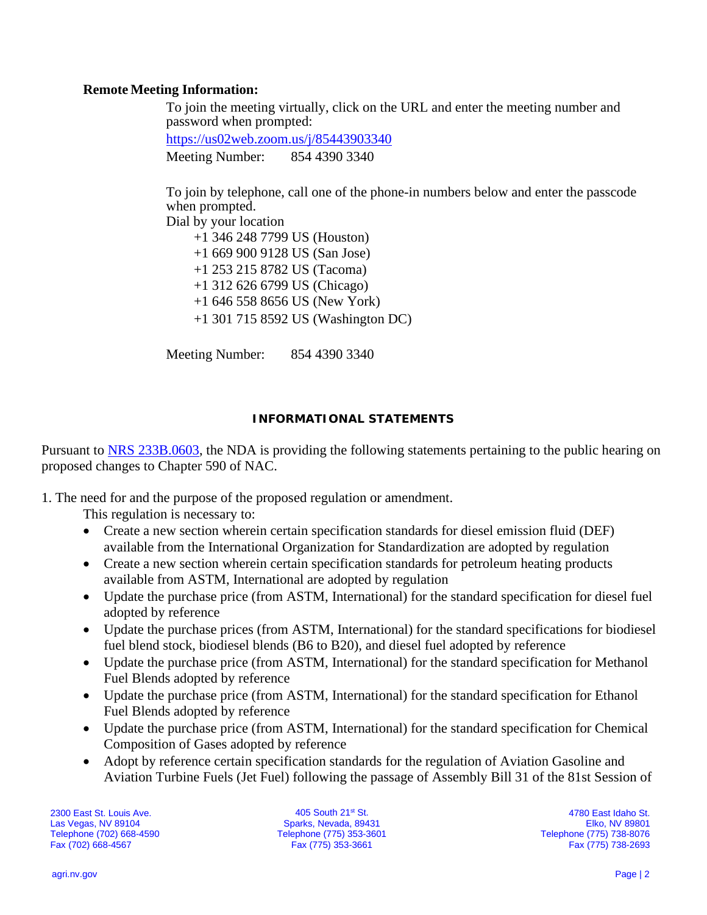**Remote Meeting Information:**

To join the meeting virtually, click on the URL and enter the meeting number and password when prompted:

https://us02web.zoom.us/j/85443903340

Meeting Number: 854 4390 3340

To join by telephone, call one of the phone-in numbers below and enter the passcode when prompted.

Dial by your location

+1 346 248 7799 US (Houston)
+1 669 900 9128 US (San Jose)
+1 253 215 8782 US (Tacoma)
+1 312 626 6799 US (Chicago)
+1 646 558 8656 US (New York)
+1 301 715 8592 US (Washington DC)

Meeting Number: 854 4390 3340

## INFORMATIONAL STATEMENTS

Pursuant to NRS 233B.0603, the NDA is providing the following statements pertaining to the public hearing on proposed changes to Chapter 590 of NAC.

1. The need for and the purpose of the proposed regulation or amendment.

   This regulation is necessary to:

   - Create a new section wherein certain specification standards for diesel emission fluid (DEF) available from the International Organization for Standardization are adopted by regulation
   - Create a new section wherein certain specification standards for petroleum heating products available from ASTM, International are adopted by regulation
   - Update the purchase price (from ASTM, International) for the standard specification for diesel fuel adopted by reference
   - Update the purchase prices (from ASTM, International) for the standard specifications for biodiesel fuel blend stock, biodiesel blends (B6 to B20), and diesel fuel adopted by reference
   - Update the purchase price (from ASTM, International) for the standard specification for Methanol Fuel Blends adopted by reference
   - Update the purchase price (from ASTM, International) for the standard specification for Ethanol Fuel Blends adopted by reference
   - Update the purchase price (from ASTM, International) for the standard specification for Chemical Composition of Gases adopted by reference
   - Adopt by reference certain specification standards for the regulation of Aviation Gasoline and Aviation Turbine Fuels (Jet Fuel) following the passage of Assembly Bill 31 of the 81st Session of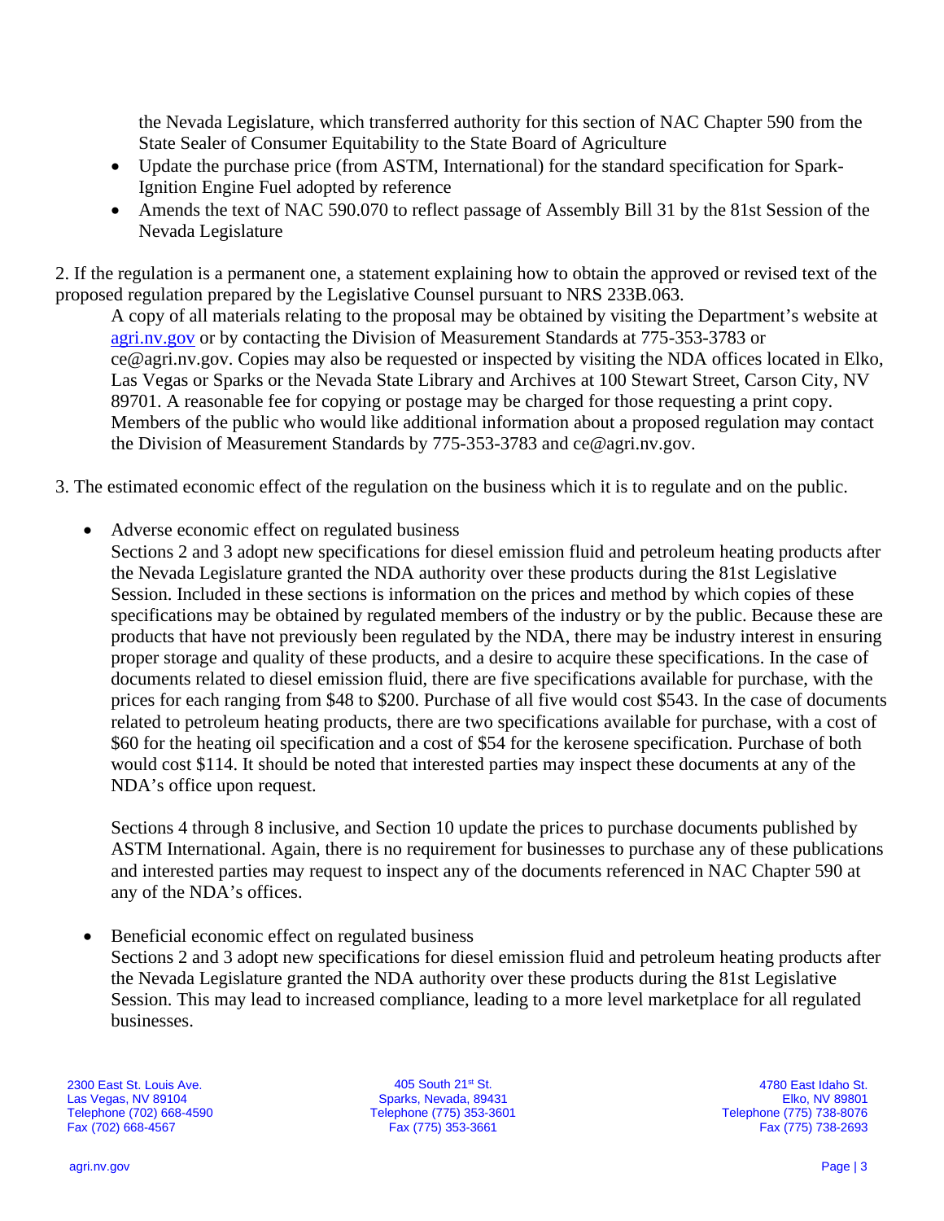the Nevada Legislature, which transferred authority for this section of NAC Chapter 590 from the State Sealer of Consumer Equitability to the State Board of Agriculture

- Update the purchase price (from ASTM, International) for the standard specification for Spark-Ignition Engine Fuel adopted by reference
- Amends the text of NAC 590.070 to reflect passage of Assembly Bill 31 by the 81st Session of the Nevada Legislature

2. If the regulation is a permanent one, a statement explaining how to obtain the approved or revised text of the proposed regulation prepared by the Legislative Counsel pursuant to NRS 233B.063.

A copy of all materials relating to the proposal may be obtained by visiting the Department's website at [agri.nv.gov](agri.nv.gov) or by contacting the Division of Measurement Standards at 775-353-3783 or ce@agri.nv.gov. Copies may also be requested or inspected by visiting the NDA offices located in Elko, Las Vegas or Sparks or the Nevada State Library and Archives at 100 Stewart Street, Carson City, NV 89701. A reasonable fee for copying or postage may be charged for those requesting a print copy. Members of the public who would like additional information about a proposed regulation may contact the Division of Measurement Standards by 775-353-3783 and ce@agri.nv.gov.

3. The estimated economic effect of the regulation on the business which it is to regulate and on the public.

- Adverse economic effect on regulated business

  Sections 2 and 3 adopt new specifications for diesel emission fluid and petroleum heating products after the Nevada Legislature granted the NDA authority over these products during the 81st Legislative Session. Included in these sections is information on the prices and method by which copies of these specifications may be obtained by regulated members of the industry or by the public. Because these are products that have not previously been regulated by the NDA, there may be industry interest in ensuring proper storage and quality of these products, and a desire to acquire these specifications. In the case of documents related to diesel emission fluid, there are five specifications available for purchase, with the prices for each ranging from $48 to $200. Purchase of all five would cost $543. In the case of documents related to petroleum heating products, there are two specifications available for purchase, with a cost of $60 for the heating oil specification and a cost of $54 for the kerosene specification. Purchase of both would cost $114. It should be noted that interested parties may inspect these documents at any of the NDA's office upon request.

  Sections 4 through 8 inclusive, and Section 10 update the prices to purchase documents published by ASTM International. Again, there is no requirement for businesses to purchase any of these publications and interested parties may request to inspect any of the documents referenced in NAC Chapter 590 at any of the NDA's offices.

- Beneficial economic effect on regulated business

  Sections 2 and 3 adopt new specifications for diesel emission fluid and petroleum heating products after the Nevada Legislature granted the NDA authority over these products during the 81st Legislative Session. This may lead to increased compliance, leading to a more level marketplace for all regulated businesses.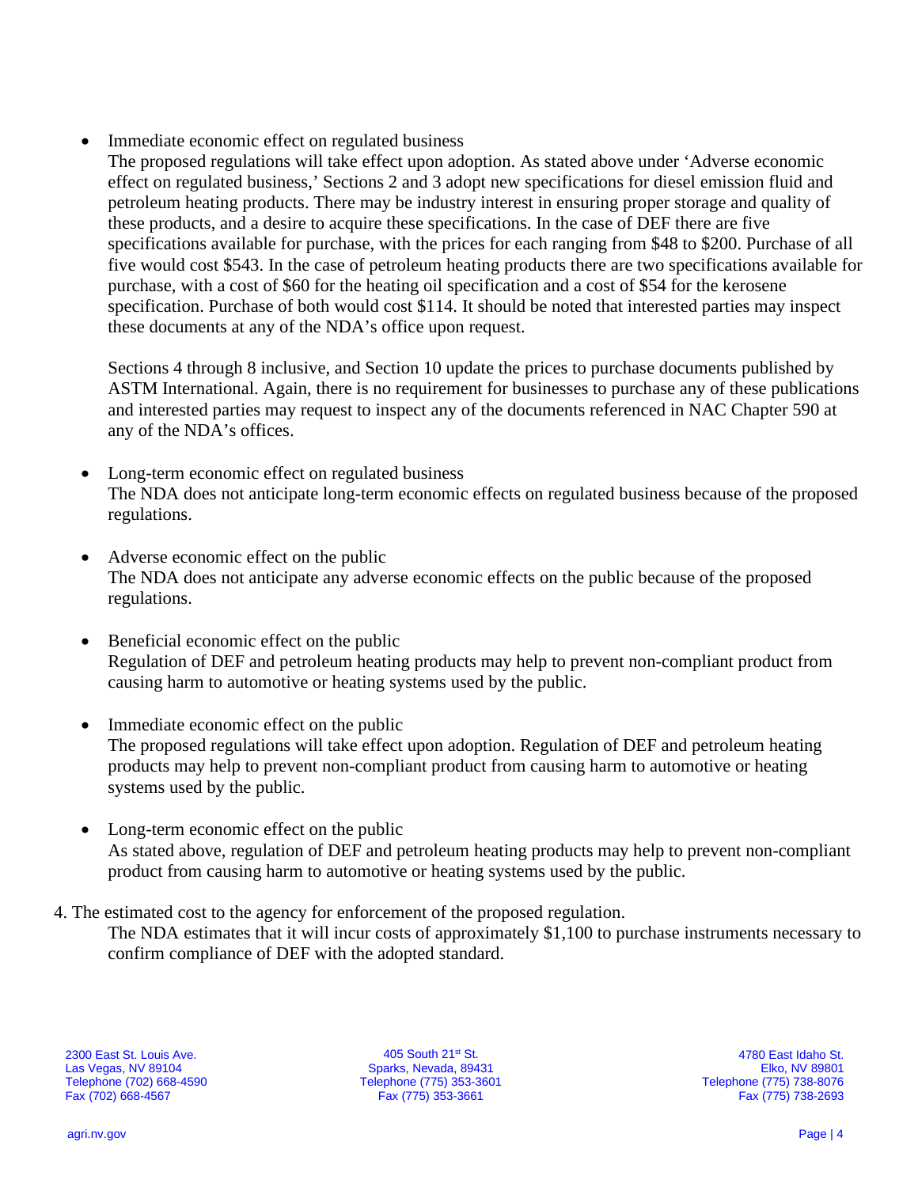- Immediate economic effect on regulated business

  The proposed regulations will take effect upon adoption. As stated above under 'Adverse economic effect on regulated business,' Sections 2 and 3 adopt new specifications for diesel emission fluid and petroleum heating products. There may be industry interest in ensuring proper storage and quality of these products, and a desire to acquire these specifications. In the case of DEF there are five specifications available for purchase, with the prices for each ranging from $48 to $200. Purchase of all five would cost $543. In the case of petroleum heating products there are two specifications available for purchase, with a cost of $60 for the heating oil specification and a cost of $54 for the kerosene specification. Purchase of both would cost $114. It should be noted that interested parties may inspect these documents at any of the NDA's office upon request.

  Sections 4 through 8 inclusive, and Section 10 update the prices to purchase documents published by ASTM International. Again, there is no requirement for businesses to purchase any of these publications and interested parties may request to inspect any of the documents referenced in NAC Chapter 590 at any of the NDA's offices.

- Long-term economic effect on regulated business

  The NDA does not anticipate long-term economic effects on regulated business because of the proposed regulations.

- Adverse economic effect on the public

  The NDA does not anticipate any adverse economic effects on the public because of the proposed regulations.

- Beneficial economic effect on the public

  Regulation of DEF and petroleum heating products may help to prevent non-compliant product from causing harm to automotive or heating systems used by the public.

- Immediate economic effect on the public

  The proposed regulations will take effect upon adoption. Regulation of DEF and petroleum heating products may help to prevent non-compliant product from causing harm to automotive or heating systems used by the public.

- Long-term economic effect on the public

  As stated above, regulation of DEF and petroleum heating products may help to prevent non-compliant product from causing harm to automotive or heating systems used by the public.

4. The estimated cost to the agency for enforcement of the proposed regulation.

   The NDA estimates that it will incur costs of approximately $1,100 to purchase instruments necessary to confirm compliance of DEF with the adopted standard.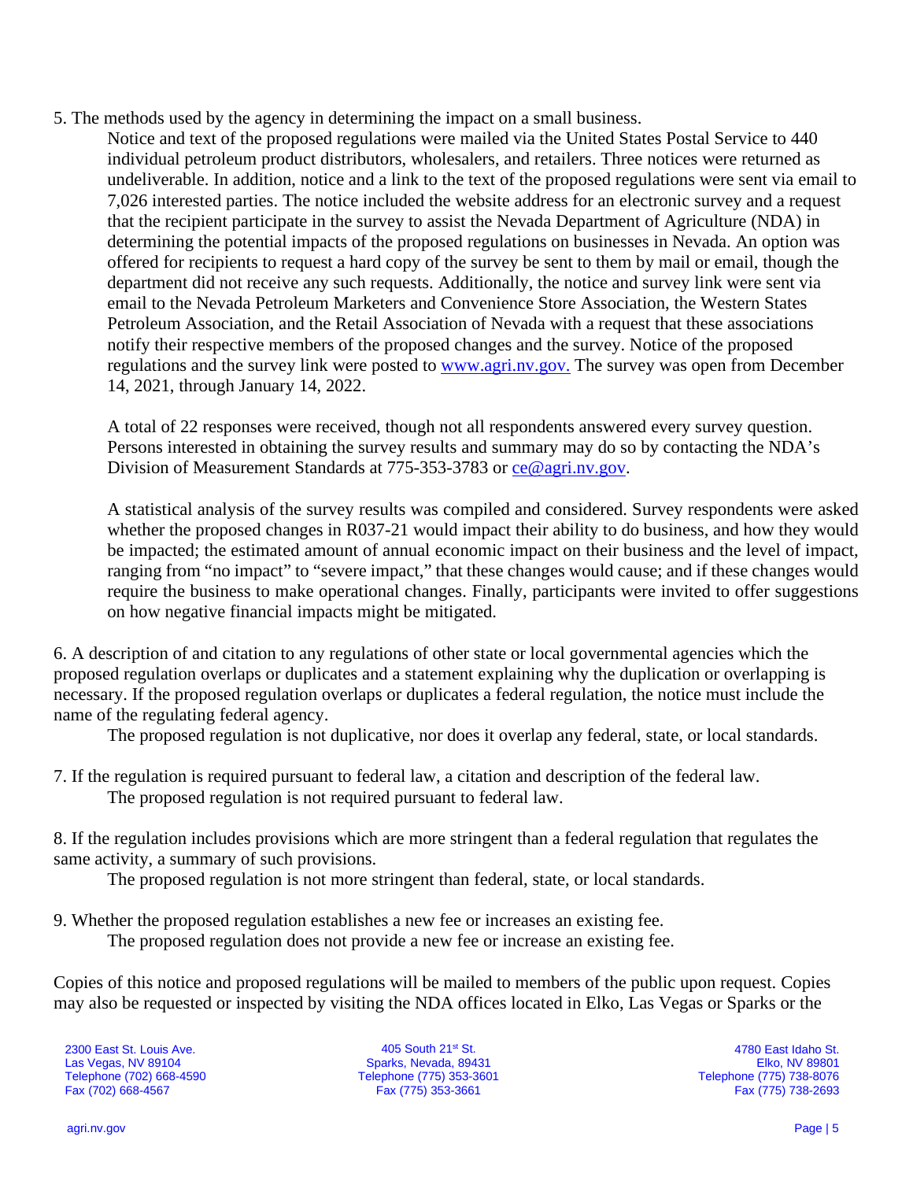5. The methods used by the agency in determining the impact on a small business.

Notice and text of the proposed regulations were mailed via the United States Postal Service to 440 individual petroleum product distributors, wholesalers, and retailers. Three notices were returned as undeliverable. In addition, notice and a link to the text of the proposed regulations were sent via email to 7,026 interested parties. The notice included the website address for an electronic survey and a request that the recipient participate in the survey to assist the Nevada Department of Agriculture (NDA) in determining the potential impacts of the proposed regulations on businesses in Nevada. An option was offered for recipients to request a hard copy of the survey be sent to them by mail or email, though the department did not receive any such requests. Additionally, the notice and survey link were sent via email to the Nevada Petroleum Marketers and Convenience Store Association, the Western States Petroleum Association, and the Retail Association of Nevada with a request that these associations notify their respective members of the proposed changes and the survey. Notice of the proposed regulations and the survey link were posted to [www.agri.nv.gov.](www.agri.nv.gov) The survey was open from December 14, 2021, through January 14, 2022.

A total of 22 responses were received, though not all respondents answered every survey question. Persons interested in obtaining the survey results and summary may do so by contacting the NDA's Division of Measurement Standards at 775-353-3783 or [ce@agri.nv.gov](mailto:ce@agri.nv.gov).

A statistical analysis of the survey results was compiled and considered. Survey respondents were asked whether the proposed changes in R037-21 would impact their ability to do business, and how they would be impacted; the estimated amount of annual economic impact on their business and the level of impact, ranging from "no impact" to "severe impact," that these changes would cause; and if these changes would require the business to make operational changes. Finally, participants were invited to offer suggestions on how negative financial impacts might be mitigated.

6. A description of and citation to any regulations of other state or local governmental agencies which the proposed regulation overlaps or duplicates and a statement explaining why the duplication or overlapping is necessary. If the proposed regulation overlaps or duplicates a federal regulation, the notice must include the name of the regulating federal agency.

The proposed regulation is not duplicative, nor does it overlap any federal, state, or local standards.

7. If the regulation is required pursuant to federal law, a citation and description of the federal law.

The proposed regulation is not required pursuant to federal law.

8. If the regulation includes provisions which are more stringent than a federal regulation that regulates the same activity, a summary of such provisions.

The proposed regulation is not more stringent than federal, state, or local standards.

9. Whether the proposed regulation establishes a new fee or increases an existing fee.

The proposed regulation does not provide a new fee or increase an existing fee.

Copies of this notice and proposed regulations will be mailed to members of the public upon request. Copies may also be requested or inspected by visiting the NDA offices located in Elko, Las Vegas or Sparks or the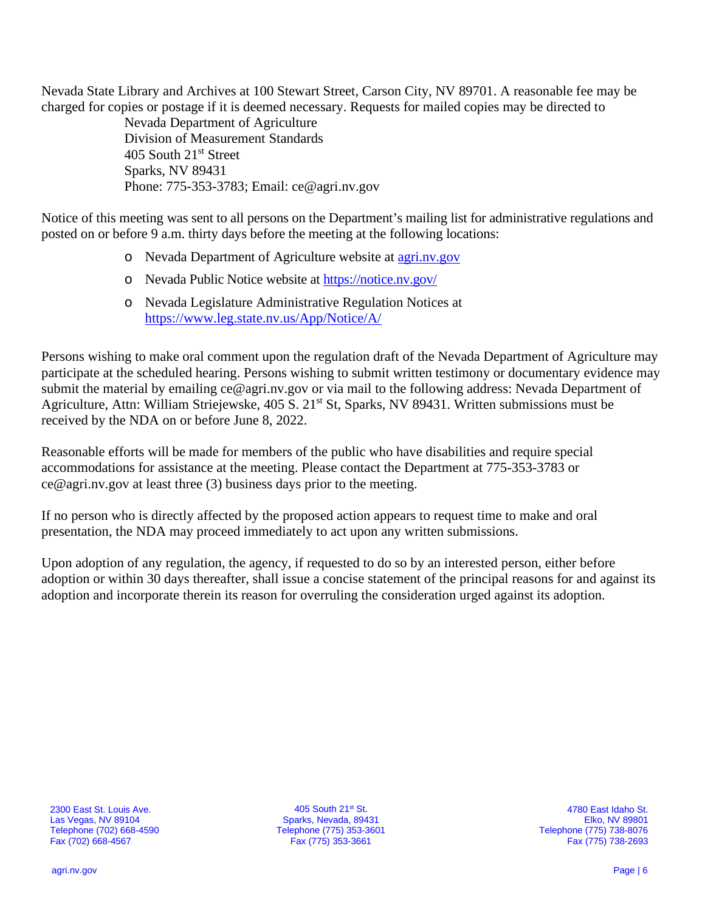Nevada State Library and Archives at 100 Stewart Street, Carson City, NV 89701. A reasonable fee may be charged for copies or postage if it is deemed necessary. Requests for mailed copies may be directed to

Nevada Department of Agriculture
Division of Measurement Standards
405 South 21st Street
Sparks, NV 89431
Phone: 775-353-3783; Email: ce@agri.nv.gov

Notice of this meeting was sent to all persons on the Department's mailing list for administrative regulations and posted on or before 9 a.m. thirty days before the meeting at the following locations:

- Nevada Department of Agriculture website at [agri.nv.gov](agri.nv.gov)
- Nevada Public Notice website at [https://notice.nv.gov/](https://notice.nv.gov/)
- Nevada Legislature Administrative Regulation Notices at [https://www.leg.state.nv.us/App/Notice/A/](https://www.leg.state.nv.us/App/Notice/A/)

Persons wishing to make oral comment upon the regulation draft of the Nevada Department of Agriculture may participate at the scheduled hearing. Persons wishing to submit written testimony or documentary evidence may submit the material by emailing ce@agri.nv.gov or via mail to the following address: Nevada Department of Agriculture, Attn: William Striejewske, 405 S. 21st St, Sparks, NV 89431. Written submissions must be received by the NDA on or before June 8, 2022.

Reasonable efforts will be made for members of the public who have disabilities and require special accommodations for assistance at the meeting. Please contact the Department at 775-353-3783 or ce@agri.nv.gov at least three (3) business days prior to the meeting.

If no person who is directly affected by the proposed action appears to request time to make and oral presentation, the NDA may proceed immediately to act upon any written submissions.

Upon adoption of any regulation, the agency, if requested to do so by an interested person, either before adoption or within 30 days thereafter, shall issue a concise statement of the principal reasons for and against its adoption and incorporate therein its reason for overruling the consideration urged against its adoption.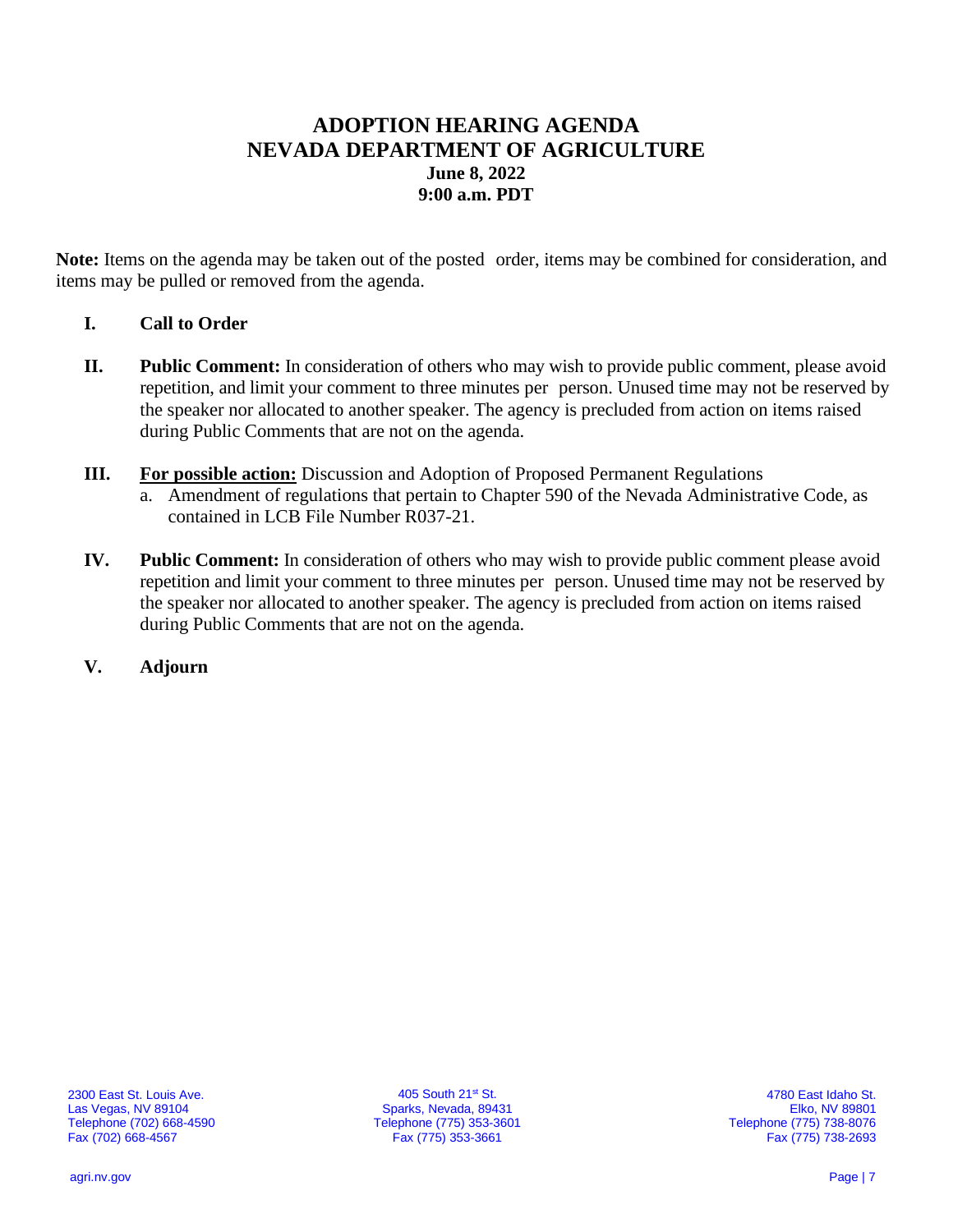# ADOPTION HEARING AGENDA
# NEVADA DEPARTMENT OF AGRICULTURE
### June 8, 2022
### 9:00 a.m. PDT

**Note:** Items on the agenda may be taken out of the posted order, items may be combined for consideration, and items may be pulled or removed from the agenda.

**I. Call to Order**

**II. Public Comment:** In consideration of others who may wish to provide public comment, please avoid repetition, and limit your comment to three minutes per person. Unused time may not be reserved by the speaker nor allocated to another speaker. The agency is precluded from action on items raised during Public Comments that are not on the agenda.

**III. <u>For possible action:</u>** Discussion and Adoption of Proposed Permanent Regulations
   a. Amendment of regulations that pertain to Chapter 590 of the Nevada Administrative Code, as contained in LCB File Number R037-21.

**IV. Public Comment:** In consideration of others who may wish to provide public comment please avoid repetition and limit your comment to three minutes per person. Unused time may not be reserved by the speaker nor allocated to another speaker. The agency is precluded from action on items raised during Public Comments that are not on the agenda.

**V. Adjourn**

2300 East St. Louis Ave.
Las Vegas, NV 89104
Telephone (702) 668-4590
Fax (702) 668-4567

405 South 21st St.
Sparks, Nevada, 89431
Telephone (775) 353-3601
Fax (775) 353-3661

4780 East Idaho St.
Elko, NV 89801
Telephone (775) 738-8076
Fax (775) 738-2693

agri.nv.gov